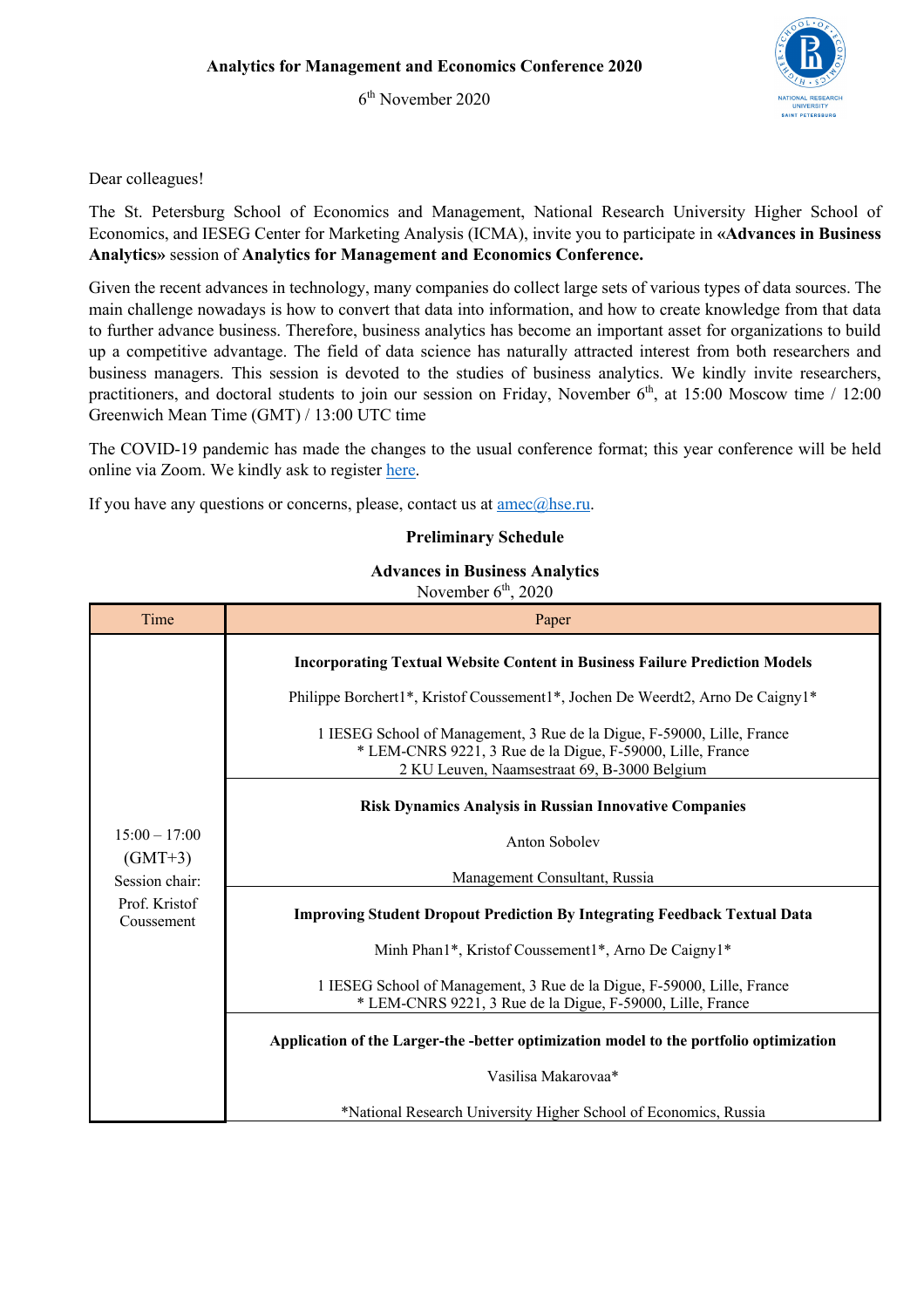**Analytics for Management and Economics Conference 2020**

6th November 2020

Dear colleagues!

The St. Petersburg School of Economics and Management, National Research University Higher School of Economics, and IESEG Center for Marketing Analysis (ICMA), invite you to participate in **«Advances in Business Analytics»** session of **Analytics for Management and Economics Conference.**

Given the recent advances in technology, many companies do collect large sets of various types of data sources. The main challenge nowadays is how to convert that data into information, and how to create knowledge from that data to further advance business. Therefore, business analytics has become an important asset for organizations to build up a competitive advantage. The field of data science has naturally attracted interest from both researchers and business managers. This session is devoted to the studies of business analytics. We kindly invite researchers, practitioners, and doctoral students to join our session on Friday, November 6th, at 15:00 Moscow time / 12:00 Greenwich Mean Time (GMT) / 13:00 UTC time

The COVID-19 pandemic has made the changes to the usual conference format; this year conference will be held online via Zoom. We kindly ask to register here.

If you have any questions or concerns, please, contact us at amec@hse.ru.

## Preliminary Schedule

### Advances in Business Analytics

November 6th, 2020

| Time | Paper |
|---|---|
| 15:00 – 17:00 (GMT+3) Session chair: Prof. Kristof Coussement | **Incorporating Textual Website Content in Business Failure Prediction Models**<br>Philippe Borchert1*, Kristof Coussement1*, Jochen De Weerdt2, Arno De Caigny1*<br>1 IESEG School of Management, 3 Rue de la Digue, F-59000, Lille, France<br>* LEM-CNRS 9221, 3 Rue de la Digue, F-59000, Lille, France<br>2 KU Leuven, Naamsestraat 69, B-3000 Belgium |
| | **Risk Dynamics Analysis in Russian Innovative Companies**<br>Anton Sobolev<br>Management Consultant, Russia |
| | **Improving Student Dropout Prediction By Integrating Feedback Textual Data**<br>Minh Phan1*, Kristof Coussement1*, Arno De Caigny1*<br>1 IESEG School of Management, 3 Rue de la Digue, F-59000, Lille, France<br>* LEM-CNRS 9221, 3 Rue de la Digue, F-59000, Lille, France |
| | **Application of the Larger-the -better optimization model to the portfolio optimization**<br>Vasilisa Makarovaa*<br>*National Research University Higher School of Economics, Russia |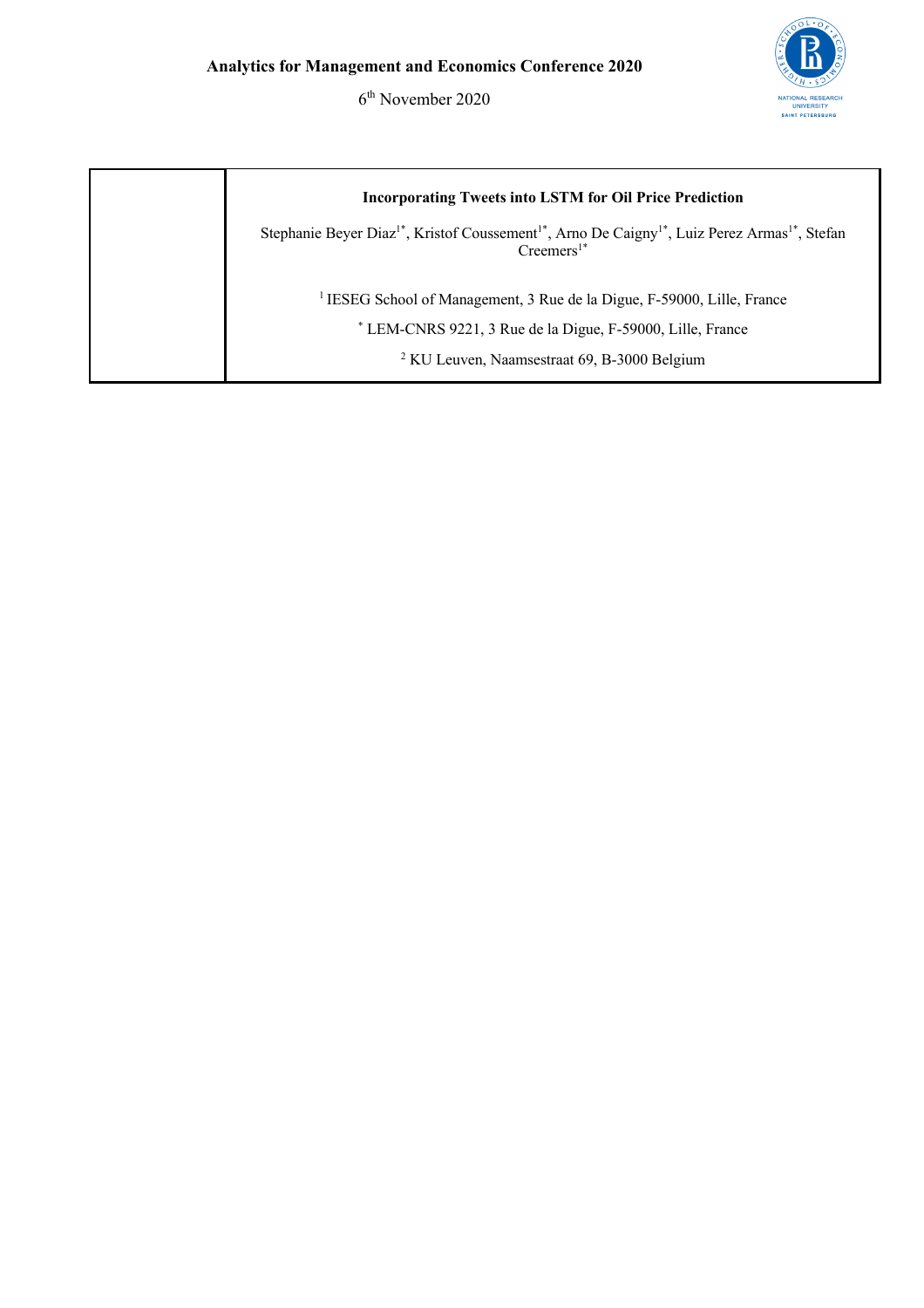**Incorporating Tweets into LSTM for Oil Price Prediction**

Stephanie Beyer Diaz[1*], Kristof Coussement[1*], Arno De Caigny[1*], Luiz Perez Armas[1*], Stefan Creemers[1*]

[1] IESEG School of Management, 3 Rue de la Digue, F-59000, Lille, France

[*] LEM-CNRS 9221, 3 Rue de la Digue, F-59000, Lille, France

[2] KU Leuven, Naamsestraat 69, B-3000 Belgium